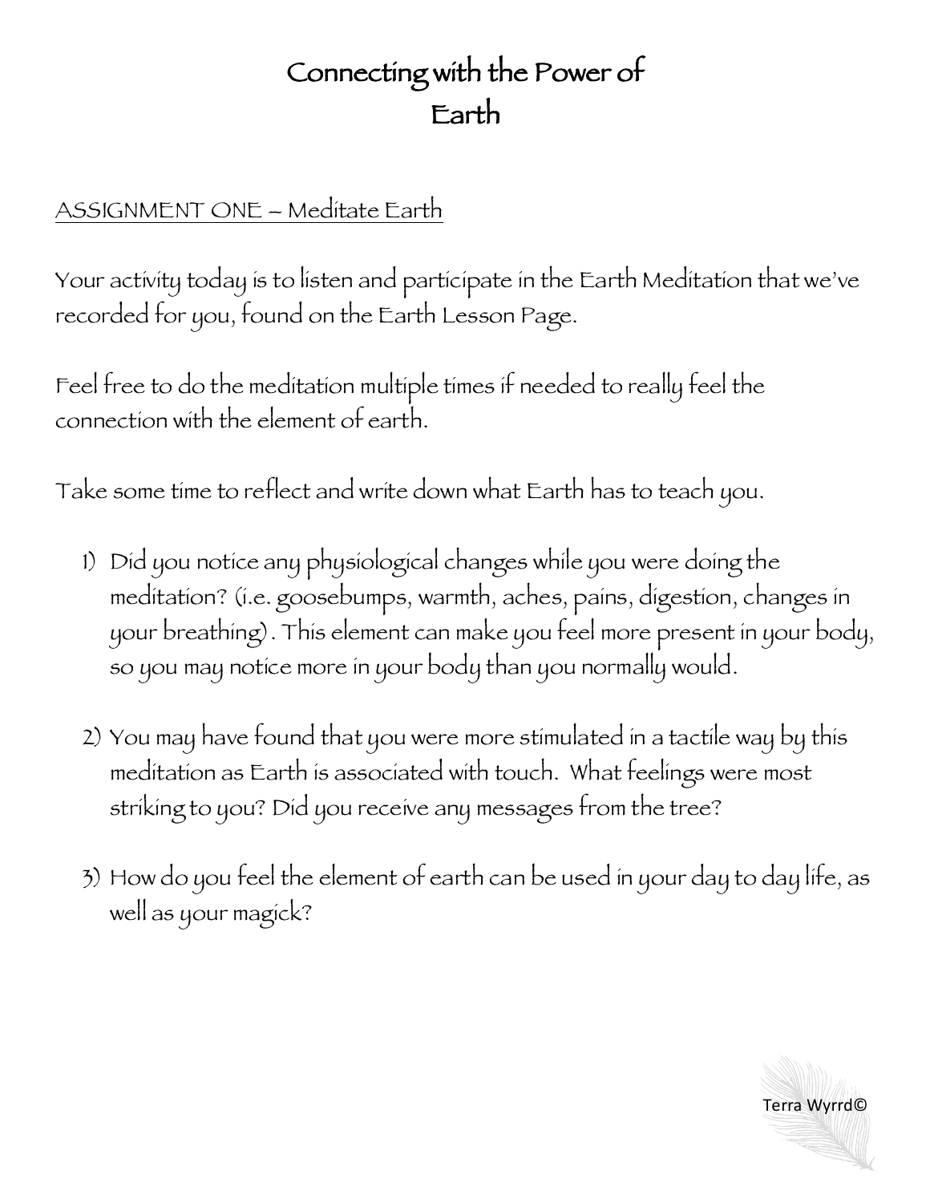# Connecting with the Power of Earth

ASSIGNMENT ONE – Meditate Earth

Your activity today is to listen and participate in the Earth Meditation that we've recorded for you, found on the Earth Lesson Page.

Feel free to do the meditation multiple times if needed to really feel the connection with the element of earth.

Take some time to reflect and write down what Earth has to teach you.

1) Did you notice any physiological changes while you were doing the meditation? (i.e. goosebumps, warmth, aches, pains, digestion, changes in your breathing). This element can make you feel more present in your body, so you may notice more in your body than you normally would.

2) You may have found that you were more stimulated in a tactile way by this meditation as Earth is associated with touch. What feelings were most striking to you? Did you receive any messages from the tree?

3) How do you feel the element of earth can be used in your day to day life, as well as your magick?

Terra Wyrrd©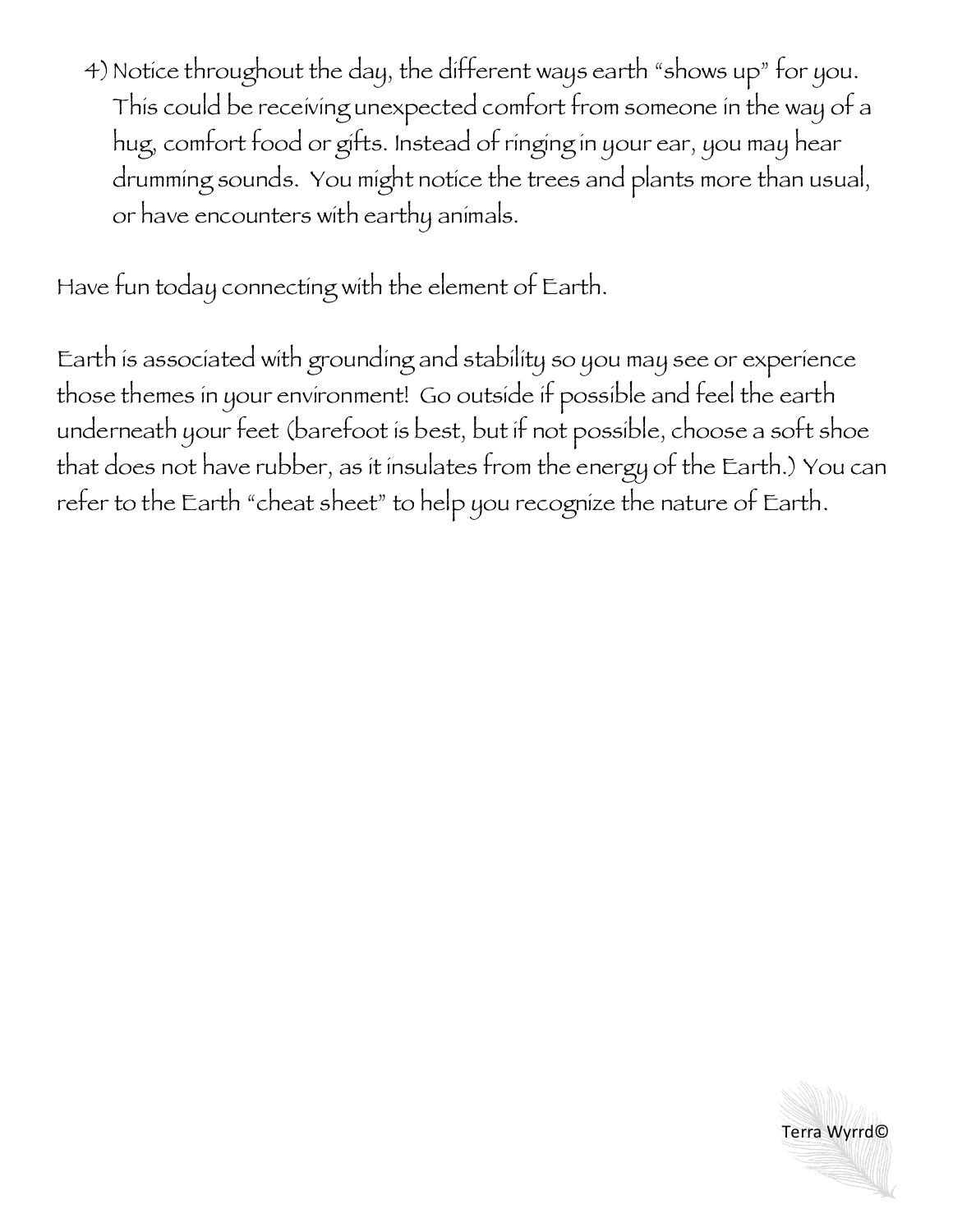4) Notice throughout the day, the different ways earth "shows up" for you. This could be receiving unexpected comfort from someone in the way of a hug, comfort food or gifts. Instead of ringing in your ear, you may hear drumming sounds. You might notice the trees and plants more than usual, or have encounters with earthy animals.

Have fun today connecting with the element of Earth.

Earth is associated with grounding and stability so you may see or experience those themes in your environment! Go outside if possible and feel the earth underneath your feet (barefoot is best, but if not possible, choose a soft shoe that does not have rubber, as it insulates from the energy of the Earth.) You can refer to the Earth "cheat sheet" to help you recognize the nature of Earth.

Terra Wyrrd©